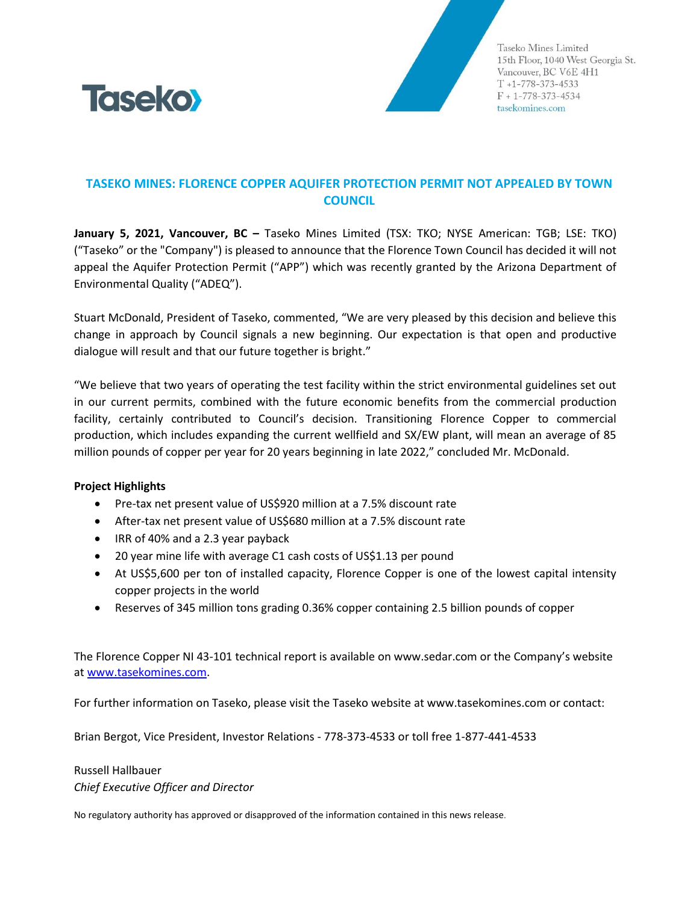Taseko Mines Limited
15th Floor, 1040 West Georgia St.
Vancouver, BC V6E 4H1
T +1-778-373-4533
F + 1-778-373-4534
tasekomines.com

## TASEKO MINES: FLORENCE COPPER AQUIFER PROTECTION PERMIT NOT APPEALED BY TOWN COUNCIL

**January 5, 2021, Vancouver, BC –** Taseko Mines Limited (TSX: TKO; NYSE American: TGB; LSE: TKO) ("Taseko" or the "Company") is pleased to announce that the Florence Town Council has decided it will not appeal the Aquifer Protection Permit ("APP") which was recently granted by the Arizona Department of Environmental Quality ("ADEQ").

Stuart McDonald, President of Taseko, commented, "We are very pleased by this decision and believe this change in approach by Council signals a new beginning. Our expectation is that open and productive dialogue will result and that our future together is bright."

"We believe that two years of operating the test facility within the strict environmental guidelines set out in our current permits, combined with the future economic benefits from the commercial production facility, certainly contributed to Council's decision. Transitioning Florence Copper to commercial production, which includes expanding the current wellfield and SX/EW plant, will mean an average of 85 million pounds of copper per year for 20 years beginning in late 2022," concluded Mr. McDonald.

**Project Highlights**

- Pre-tax net present value of US$920 million at a 7.5% discount rate
- After-tax net present value of US$680 million at a 7.5% discount rate
- IRR of 40% and a 2.3 year payback
- 20 year mine life with average C1 cash costs of US$1.13 per pound
- At US$5,600 per ton of installed capacity, Florence Copper is one of the lowest capital intensity copper projects in the world
- Reserves of 345 million tons grading 0.36% copper containing 2.5 billion pounds of copper

The Florence Copper NI 43-101 technical report is available on www.sedar.com or the Company's website at www.tasekomines.com.

For further information on Taseko, please visit the Taseko website at www.tasekomines.com or contact:

Brian Bergot, Vice President, Investor Relations - 778-373-4533 or toll free 1-877-441-4533

Russell Hallbauer
*Chief Executive Officer and Director*

No regulatory authority has approved or disapproved of the information contained in this news release.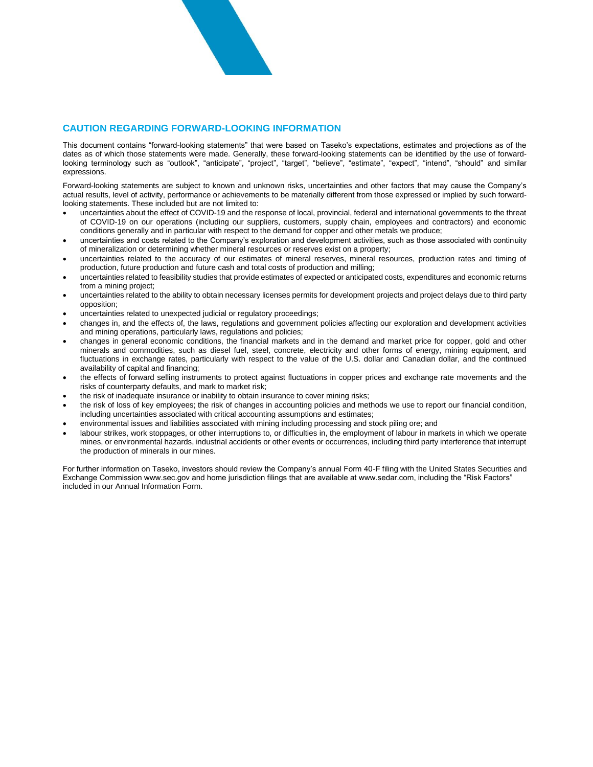## CAUTION REGARDING FORWARD-LOOKING INFORMATION

This document contains "forward-looking statements" that were based on Taseko's expectations, estimates and projections as of the dates as of which those statements were made. Generally, these forward-looking statements can be identified by the use of forward-looking terminology such as "outlook", "anticipate", "project", "target", "believe", "estimate", "expect", "intend", "should" and similar expressions.

Forward-looking statements are subject to known and unknown risks, uncertainties and other factors that may cause the Company's actual results, level of activity, performance or achievements to be materially different from those expressed or implied by such forward-looking statements. These included but are not limited to:

- uncertainties about the effect of COVID-19 and the response of local, provincial, federal and international governments to the threat of COVID-19 on our operations (including our suppliers, customers, supply chain, employees and contractors) and economic conditions generally and in particular with respect to the demand for copper and other metals we produce;
- uncertainties and costs related to the Company's exploration and development activities, such as those associated with continuity of mineralization or determining whether mineral resources or reserves exist on a property;
- uncertainties related to the accuracy of our estimates of mineral reserves, mineral resources, production rates and timing of production, future production and future cash and total costs of production and milling;
- uncertainties related to feasibility studies that provide estimates of expected or anticipated costs, expenditures and economic returns from a mining project;
- uncertainties related to the ability to obtain necessary licenses permits for development projects and project delays due to third party opposition;
- uncertainties related to unexpected judicial or regulatory proceedings;
- changes in, and the effects of, the laws, regulations and government policies affecting our exploration and development activities and mining operations, particularly laws, regulations and policies;
- changes in general economic conditions, the financial markets and in the demand and market price for copper, gold and other minerals and commodities, such as diesel fuel, steel, concrete, electricity and other forms of energy, mining equipment, and fluctuations in exchange rates, particularly with respect to the value of the U.S. dollar and Canadian dollar, and the continued availability of capital and financing;
- the effects of forward selling instruments to protect against fluctuations in copper prices and exchange rate movements and the risks of counterparty defaults, and mark to market risk;
- the risk of inadequate insurance or inability to obtain insurance to cover mining risks;
- the risk of loss of key employees; the risk of changes in accounting policies and methods we use to report our financial condition, including uncertainties associated with critical accounting assumptions and estimates;
- environmental issues and liabilities associated with mining including processing and stock piling ore; and
- labour strikes, work stoppages, or other interruptions to, or difficulties in, the employment of labour in markets in which we operate mines, or environmental hazards, industrial accidents or other events or occurrences, including third party interference that interrupt the production of minerals in our mines.

For further information on Taseko, investors should review the Company's annual Form 40-F filing with the United States Securities and Exchange Commission www.sec.gov and home jurisdiction filings that are available at www.sedar.com, including the "Risk Factors" included in our Annual Information Form.